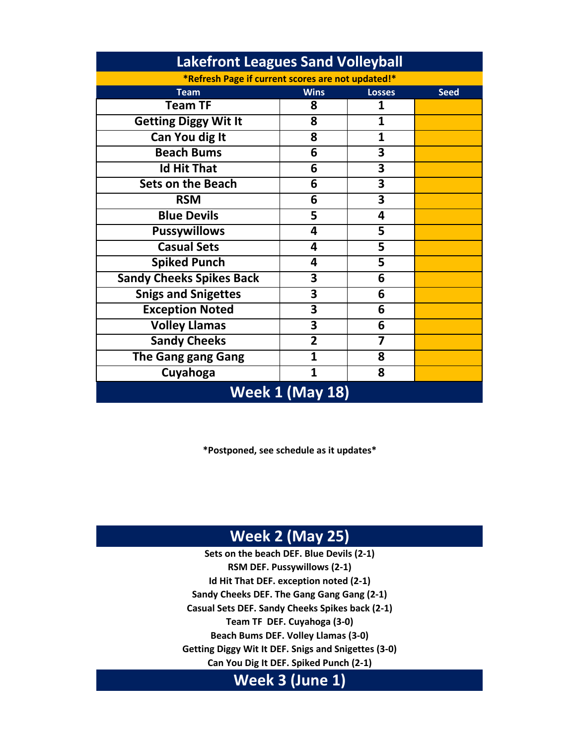# Lakefront Leagues Sand Volleyball

**\*Refresh Page if current scores are not updated!\***

| Team | Wins | Losses | Seed |
|---|---|---|---|
| Team TF | 8 | 1 | |
| Getting Diggy Wit It | 8 | 1 | |
| Can You dig It | 8 | 1 | |
| Beach Bums | 6 | 3 | |
| Id Hit That | 6 | 3 | |
| Sets on the Beach | 6 | 3 | |
| RSM | 6 | 3 | |
| Blue Devils | 5 | 4 | |
| Pussywillows | 4 | 5 | |
| Casual Sets | 4 | 5 | |
| Spiked Punch | 4 | 5 | |
| Sandy Cheeks Spikes Back | 3 | 6 | |
| Snigs and Snigettes | 3 | 6 | |
| Exception Noted | 3 | 6 | |
| Volley Llamas | 3 | 6 | |
| Sandy Cheeks | 2 | 7 | |
| The Gang gang Gang | 1 | 8 | |
| Cuyahoga | 1 | 8 | |

## Week 1 (May 18)

**\*Postponed, see schedule as it updates\***

## Week 2 (May 25)

**Sets on the beach DEF. Blue Devils (2-1)**
**RSM DEF. Pussywillows (2-1)**
**Id Hit That DEF. exception noted (2-1)**
**Sandy Cheeks DEF. The Gang Gang Gang (2-1)**
**Casual Sets DEF. Sandy Cheeks Spikes back (2-1)**
**Team TF DEF. Cuyahoga (3-0)**
**Beach Bums DEF. Volley Llamas (3-0)**
**Getting Diggy Wit It DEF. Snigs and Snigettes (3-0)**
**Can You Dig It DEF. Spiked Punch (2-1)**

## Week 3 (June 1)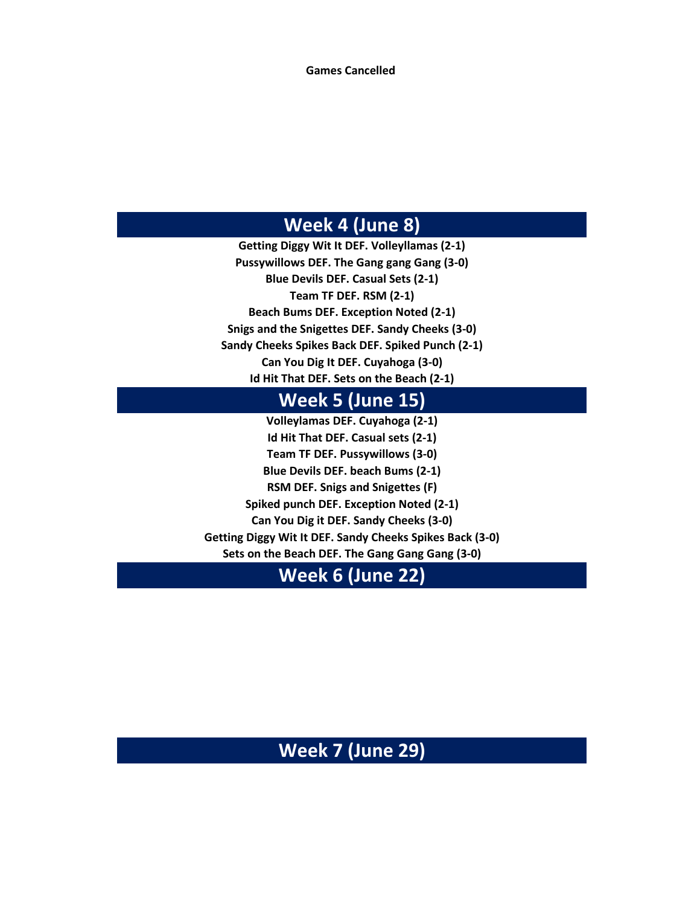**Games Cancelled**

## Week 4 (June 8)

**Getting Diggy Wit It DEF. Volleyllamas (2-1)**

**Pussywillows DEF. The Gang gang Gang (3-0)**

**Blue Devils DEF. Casual Sets (2-1)**

**Team TF DEF. RSM (2-1)**

**Beach Bums DEF. Exception Noted (2-1)**

**Snigs and the Snigettes DEF. Sandy Cheeks (3-0)**

**Sandy Cheeks Spikes Back DEF. Spiked Punch (2-1)**

**Can You Dig It DEF. Cuyahoga (3-0)**

**Id Hit That DEF. Sets on the Beach (2-1)**

## Week 5 (June 15)

**Volleylamas DEF. Cuyahoga (2-1)**

**Id Hit That DEF. Casual sets (2-1)**

**Team TF DEF. Pussywillows (3-0)**

**Blue Devils DEF. beach Bums (2-1)**

**RSM DEF. Snigs and Snigettes (F)**

**Spiked punch DEF. Exception Noted (2-1)**

**Can You Dig it DEF. Sandy Cheeks (3-0)**

**Getting Diggy Wit It DEF. Sandy Cheeks Spikes Back (3-0)**

**Sets on the Beach DEF. The Gang Gang Gang (3-0)**

## Week 6 (June 22)

## Week 7 (June 29)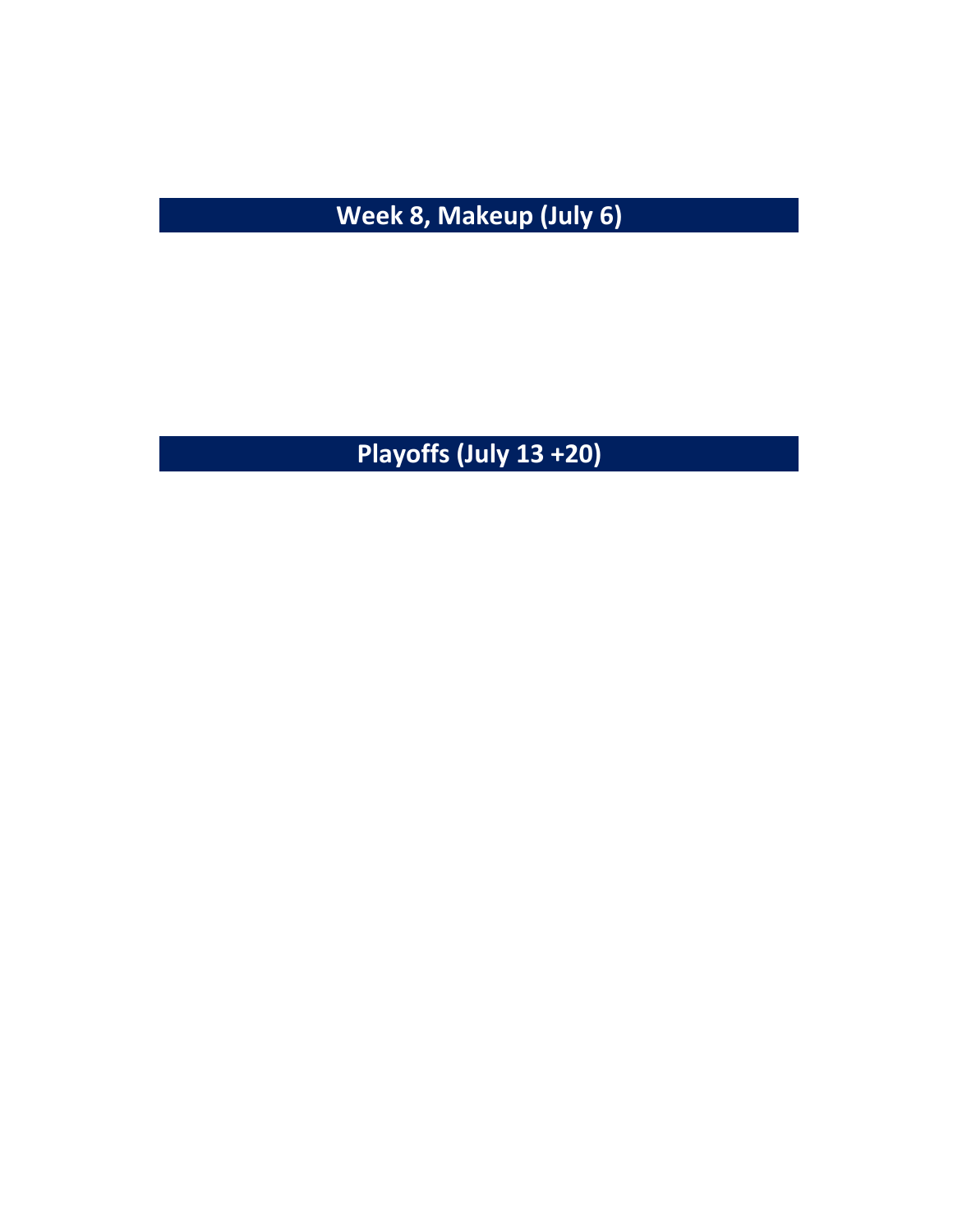## Week 8, Makeup (July 6)

## Playoffs (July 13 +20)